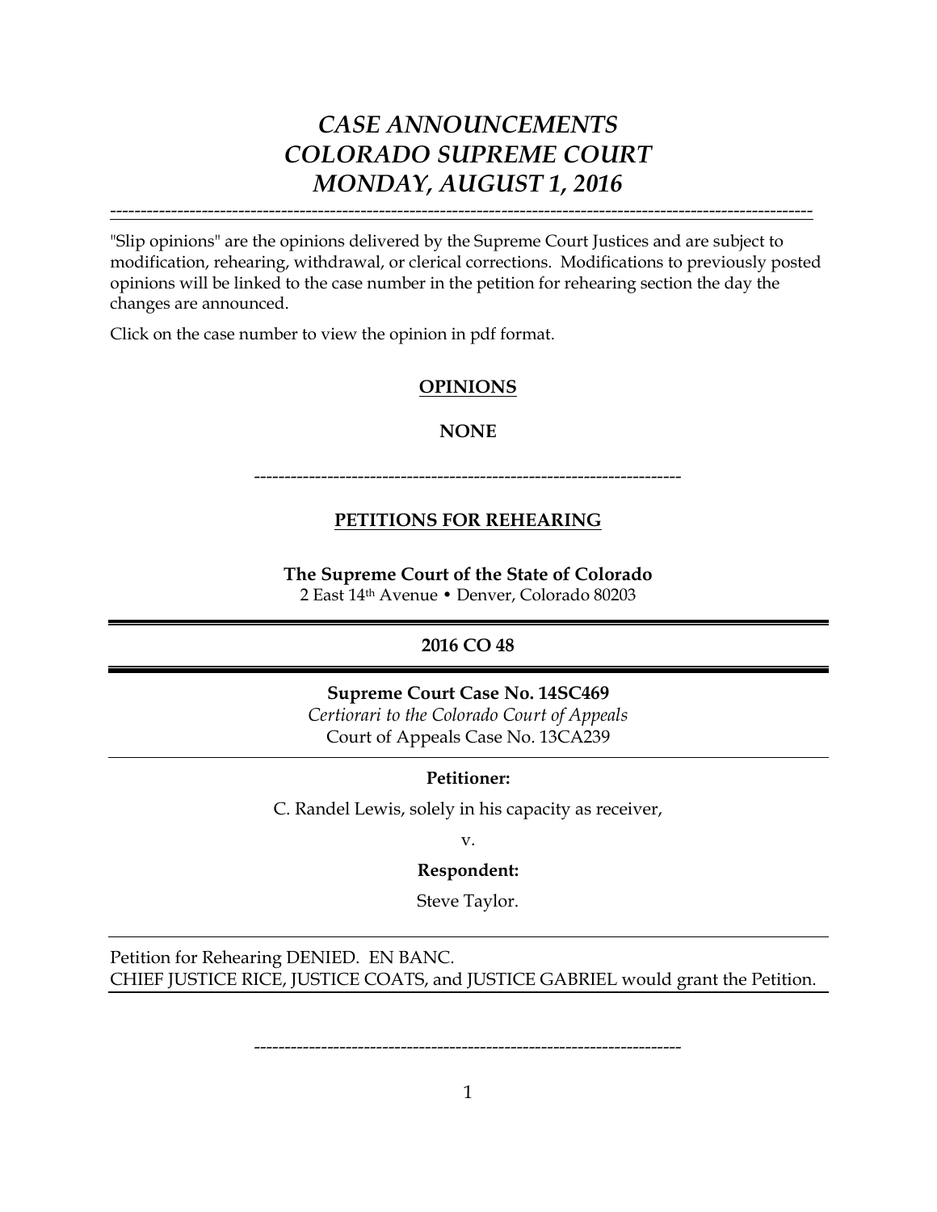# *CASE ANNOUNCEMENTS*
# *COLORADO SUPREME COURT*
# *MONDAY, AUGUST 1, 2016*

---

"Slip opinions" are the opinions delivered by the Supreme Court Justices and are subject to modification, rehearing, withdrawal, or clerical corrections. Modifications to previously posted opinions will be linked to the case number in the petition for rehearing section the day the changes are announced.

Click on the case number to view the opinion in pdf format.

## OPINIONS

**NONE**

---

## PETITIONS FOR REHEARING

**The Supreme Court of the State of Colorado**
2 East 14th Avenue • Denver, Colorado 80203

---

**2016 CO 48**

---

**Supreme Court Case No. 14SC469**
*Certiorari to the Colorado Court of Appeals*
Court of Appeals Case No. 13CA239

---

**Petitioner:**

C. Randel Lewis, solely in his capacity as receiver,

v.

**Respondent:**

Steve Taylor.

---

Petition for Rehearing DENIED. EN BANC.
CHIEF JUSTICE RICE, JUSTICE COATS, and JUSTICE GABRIEL would grant the Petition.

---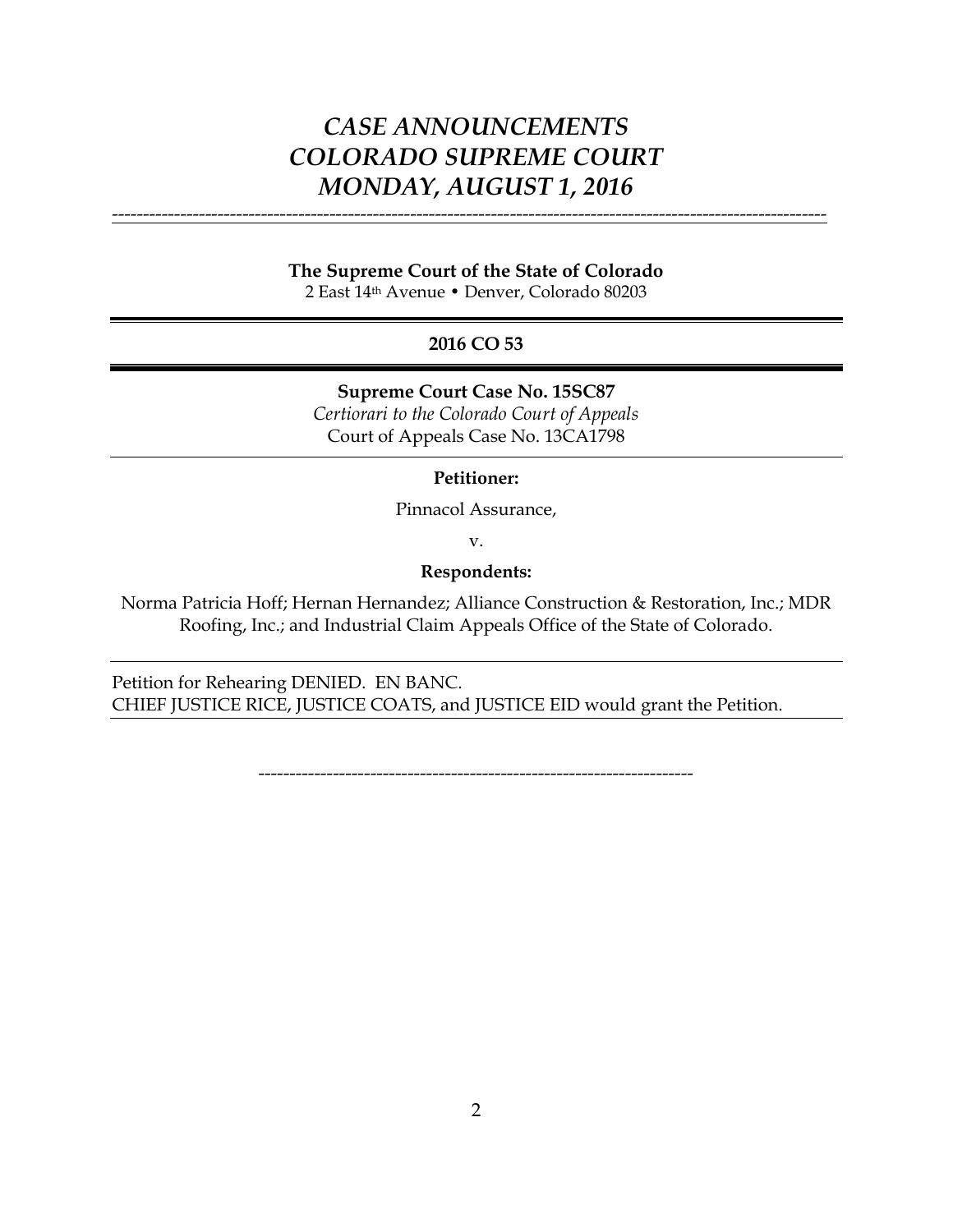# *CASE ANNOUNCEMENTS*
# *COLORADO SUPREME COURT*
# *MONDAY, AUGUST 1, 2016*

---

**The Supreme Court of the State of Colorado**
2 East 14th Avenue • Denver, Colorado 80203

---

**2016 CO 53**

---

**Supreme Court Case No. 15SC87**
*Certiorari to the Colorado Court of Appeals*
Court of Appeals Case No. 13CA1798

---

**Petitioner:**

Pinnacol Assurance,

v.

**Respondents:**

Norma Patricia Hoff; Hernan Hernandez; Alliance Construction & Restoration, Inc.; MDR Roofing, Inc.; and Industrial Claim Appeals Office of the State of Colorado.

---

Petition for Rehearing DENIED. EN BANC.
CHIEF JUSTICE RICE, JUSTICE COATS, and JUSTICE EID would grant the Petition.

---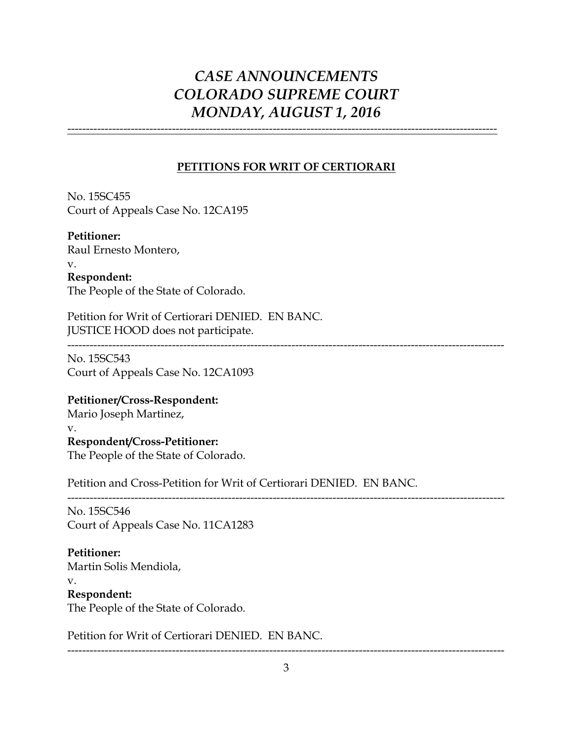# *CASE ANNOUNCEMENTS*
# *COLORADO SUPREME COURT*
# *MONDAY, AUGUST 1, 2016*

---

## PETITIONS FOR WRIT OF CERTIORARI

No. 15SC455
Court of Appeals Case No. 12CA195

**Petitioner:**
Raul Ernesto Montero,
v.
**Respondent:**
The People of the State of Colorado.

Petition for Writ of Certiorari DENIED. EN BANC.
JUSTICE HOOD does not participate.

---

No. 15SC543
Court of Appeals Case No. 12CA1093

**Petitioner/Cross-Respondent:**
Mario Joseph Martinez,
v.
**Respondent/Cross-Petitioner:**
The People of the State of Colorado.

Petition and Cross-Petition for Writ of Certiorari DENIED. EN BANC.

---

No. 15SC546
Court of Appeals Case No. 11CA1283

**Petitioner:**
Martin Solis Mendiola,
v.
**Respondent:**
The People of the State of Colorado.

Petition for Writ of Certiorari DENIED. EN BANC.

---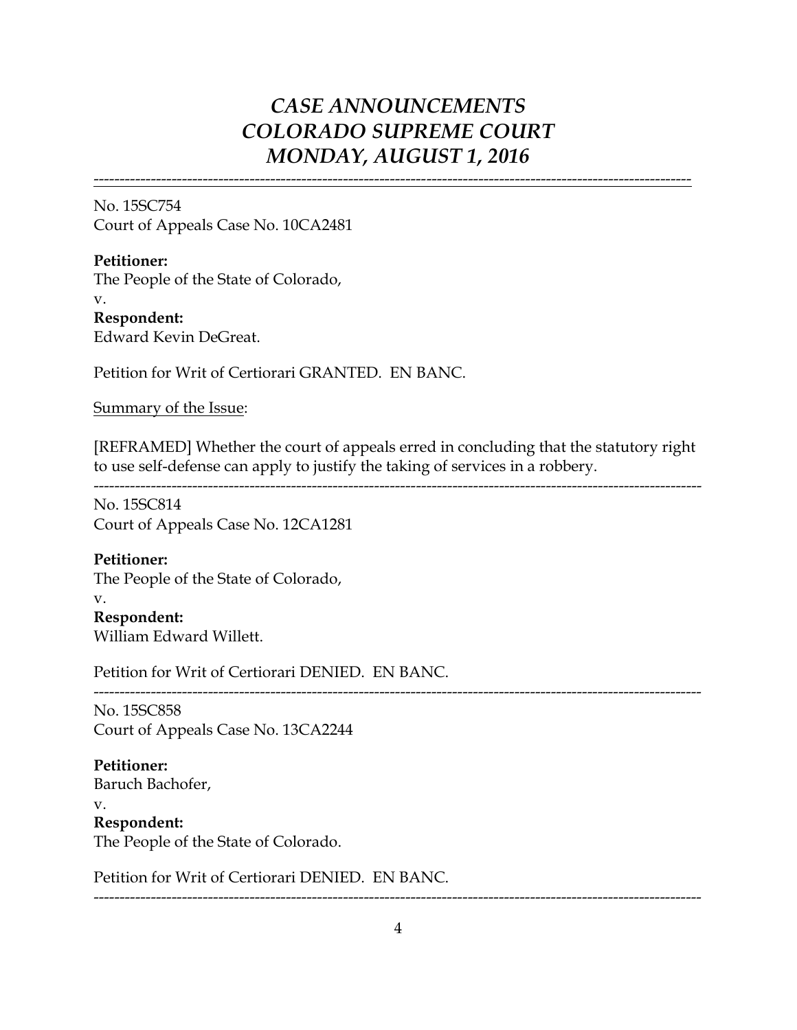# *CASE ANNOUNCEMENTS*
# *COLORADO SUPREME COURT*
# *MONDAY, AUGUST 1, 2016*

---

No. 15SC754
Court of Appeals Case No. 10CA2481

**Petitioner:**
The People of the State of Colorado,
v.
**Respondent:**
Edward Kevin DeGreat.

Petition for Writ of Certiorari GRANTED. EN BANC.

Summary of the Issue:

[REFRAMED] Whether the court of appeals erred in concluding that the statutory right to use self-defense can apply to justify the taking of services in a robbery.

---

No. 15SC814
Court of Appeals Case No. 12CA1281

**Petitioner:**
The People of the State of Colorado,
v.
**Respondent:**
William Edward Willett.

Petition for Writ of Certiorari DENIED. EN BANC.

---

No. 15SC858
Court of Appeals Case No. 13CA2244

**Petitioner:**
Baruch Bachofer,
v.
**Respondent:**
The People of the State of Colorado.

Petition for Writ of Certiorari DENIED. EN BANC.

---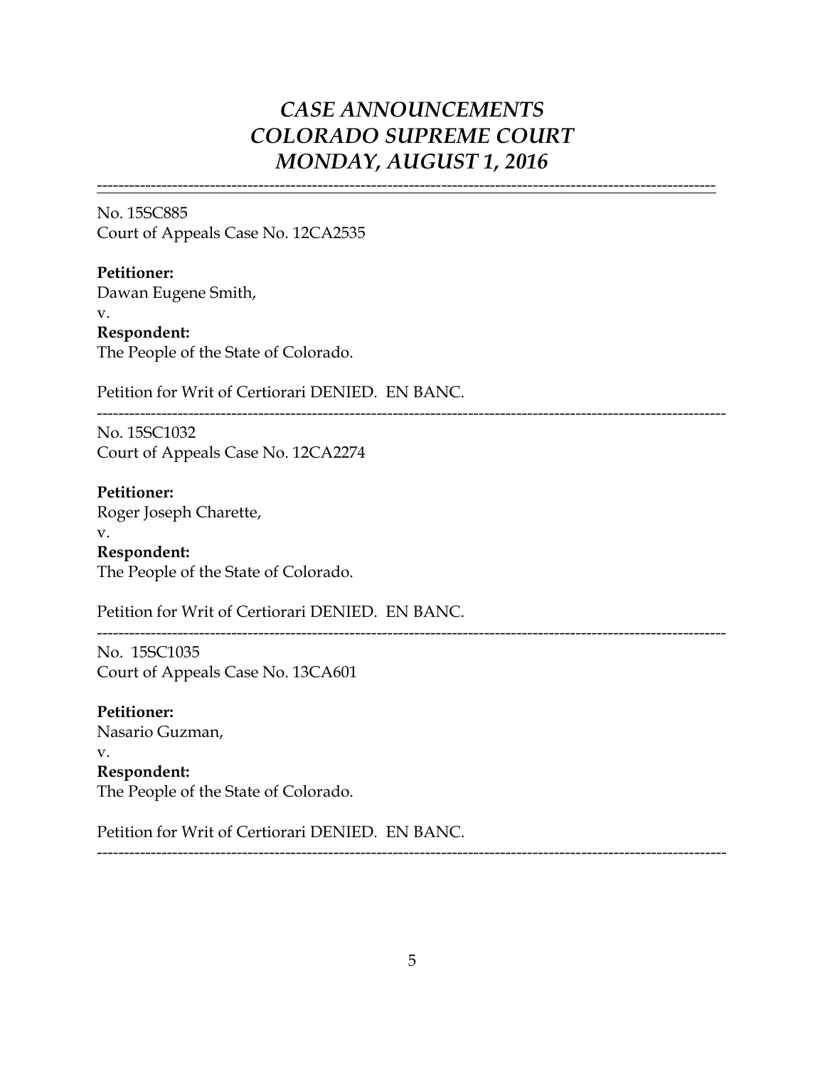# *CASE ANNOUNCEMENTS COLORADO SUPREME COURT MONDAY, AUGUST 1, 2016*

---

No. 15SC885
Court of Appeals Case No. 12CA2535

**Petitioner:**
Dawan Eugene Smith,
v.
**Respondent:**
The People of the State of Colorado.

Petition for Writ of Certiorari DENIED. EN BANC.

---

No. 15SC1032
Court of Appeals Case No. 12CA2274

**Petitioner:**
Roger Joseph Charette,
v.
**Respondent:**
The People of the State of Colorado.

Petition for Writ of Certiorari DENIED. EN BANC.

---

No. 15SC1035
Court of Appeals Case No. 13CA601

**Petitioner:**
Nasario Guzman,
v.
**Respondent:**
The People of the State of Colorado.

Petition for Writ of Certiorari DENIED. EN BANC.

---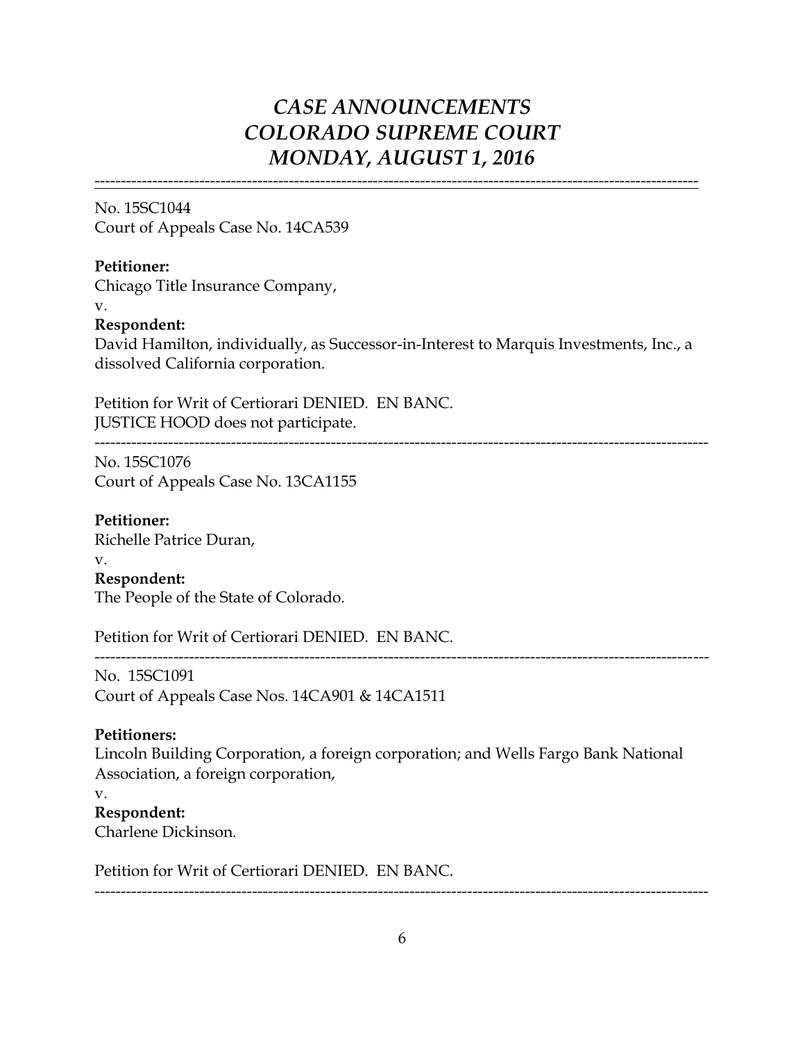# *CASE ANNOUNCEMENTS*
# *COLORADO SUPREME COURT*
# *MONDAY, AUGUST 1, 2016*

---

No. 15SC1044
Court of Appeals Case No. 14CA539

**Petitioner:**
Chicago Title Insurance Company,
v.
**Respondent:**
David Hamilton, individually, as Successor-in-Interest to Marquis Investments, Inc., a dissolved California corporation.

Petition for Writ of Certiorari DENIED. EN BANC.
JUSTICE HOOD does not participate.

---

No. 15SC1076
Court of Appeals Case No. 13CA1155

**Petitioner:**
Richelle Patrice Duran,
v.
**Respondent:**
The People of the State of Colorado.

Petition for Writ of Certiorari DENIED. EN BANC.

---

No. 15SC1091
Court of Appeals Case Nos. 14CA901 & 14CA1511

**Petitioners:**
Lincoln Building Corporation, a foreign corporation; and Wells Fargo Bank National Association, a foreign corporation,
v.
**Respondent:**
Charlene Dickinson.

Petition for Writ of Certiorari DENIED. EN BANC.

---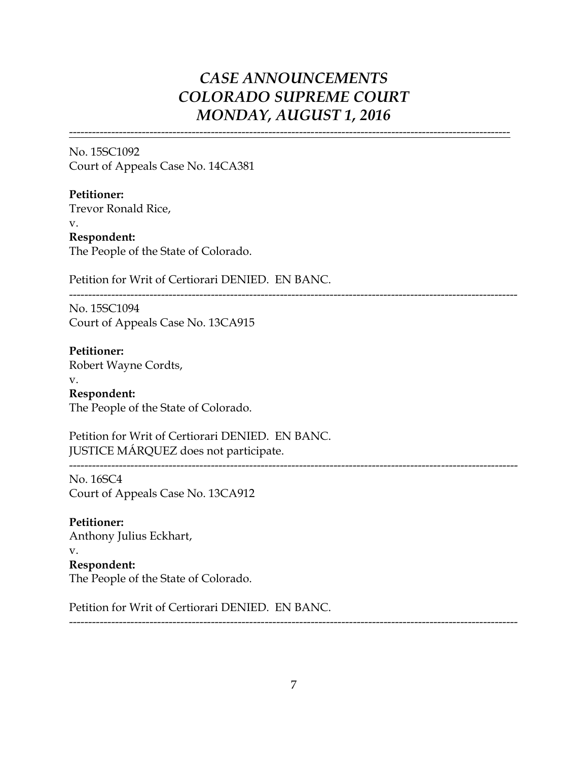# *CASE ANNOUNCEMENTS*
# *COLORADO SUPREME COURT*
# *MONDAY, AUGUST 1, 2016*

---

No. 15SC1092
Court of Appeals Case No. 14CA381

**Petitioner:**
Trevor Ronald Rice,
v.
**Respondent:**
The People of the State of Colorado.

Petition for Writ of Certiorari DENIED. EN BANC.

---

No. 15SC1094
Court of Appeals Case No. 13CA915

**Petitioner:**
Robert Wayne Cordts,
v.
**Respondent:**
The People of the State of Colorado.

Petition for Writ of Certiorari DENIED. EN BANC.
JUSTICE MÁRQUEZ does not participate.

---

No. 16SC4
Court of Appeals Case No. 13CA912

**Petitioner:**
Anthony Julius Eckhart,
v.
**Respondent:**
The People of the State of Colorado.

Petition for Writ of Certiorari DENIED. EN BANC.

---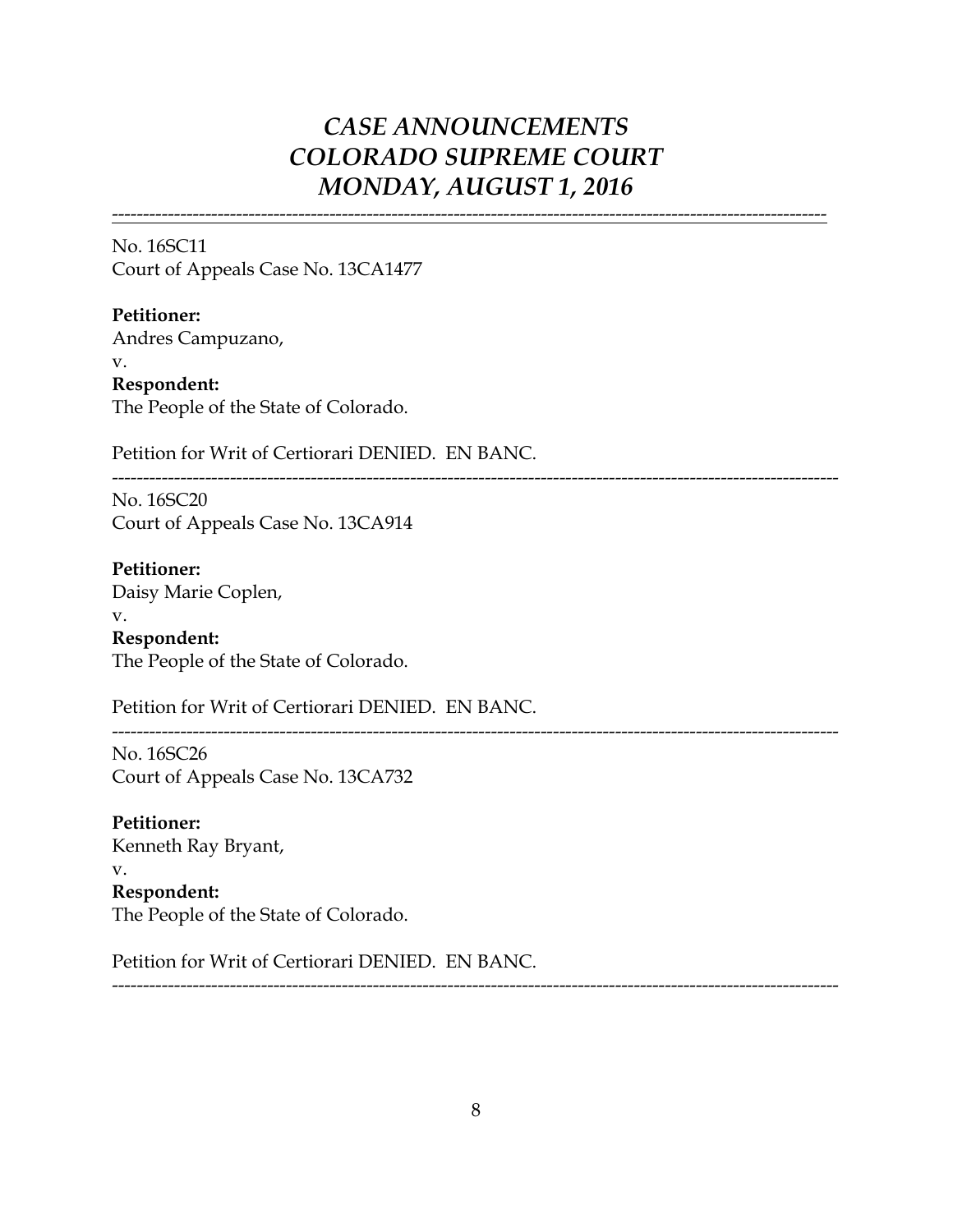# *CASE ANNOUNCEMENTS*
# *COLORADO SUPREME COURT*
# *MONDAY, AUGUST 1, 2016*

---

No. 16SC11
Court of Appeals Case No. 13CA1477

**Petitioner:**
Andres Campuzano,
v.
**Respondent:**
The People of the State of Colorado.

Petition for Writ of Certiorari DENIED. EN BANC.

---

No. 16SC20
Court of Appeals Case No. 13CA914

**Petitioner:**
Daisy Marie Coplen,
v.
**Respondent:**
The People of the State of Colorado.

Petition for Writ of Certiorari DENIED. EN BANC.

---

No. 16SC26
Court of Appeals Case No. 13CA732

**Petitioner:**
Kenneth Ray Bryant,
v.
**Respondent:**
The People of the State of Colorado.

Petition for Writ of Certiorari DENIED. EN BANC.

---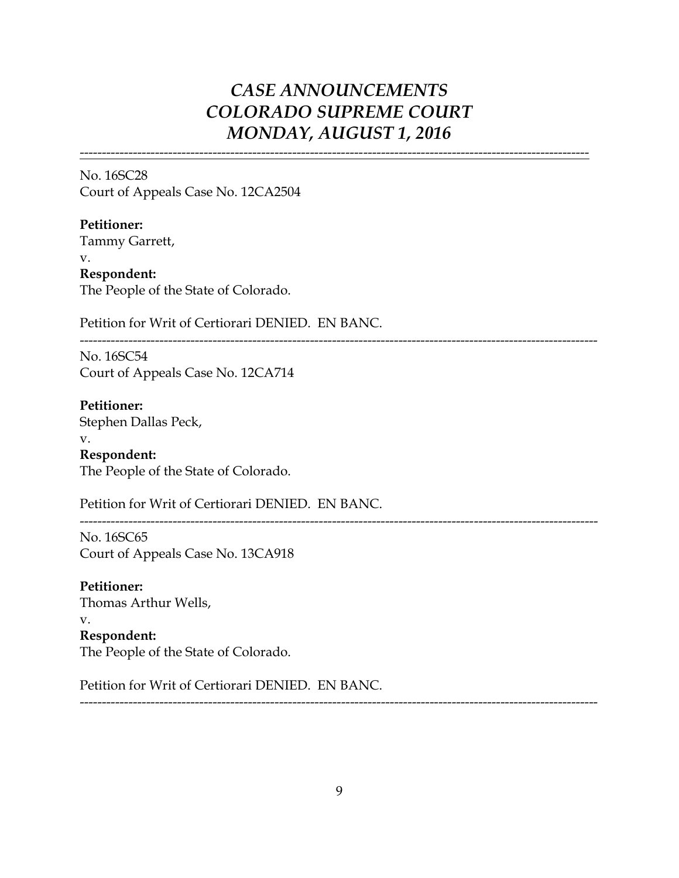# *CASE ANNOUNCEMENTS*
# *COLORADO SUPREME COURT*
# *MONDAY, AUGUST 1, 2016*

---

No. 16SC28
Court of Appeals Case No. 12CA2504

**Petitioner:**
Tammy Garrett,
v.
**Respondent:**
The People of the State of Colorado.

Petition for Writ of Certiorari DENIED. EN BANC.

---

No. 16SC54
Court of Appeals Case No. 12CA714

**Petitioner:**
Stephen Dallas Peck,
v.
**Respondent:**
The People of the State of Colorado.

Petition for Writ of Certiorari DENIED. EN BANC.

---

No. 16SC65
Court of Appeals Case No. 13CA918

**Petitioner:**
Thomas Arthur Wells,
v.
**Respondent:**
The People of the State of Colorado.

Petition for Writ of Certiorari DENIED. EN BANC.

---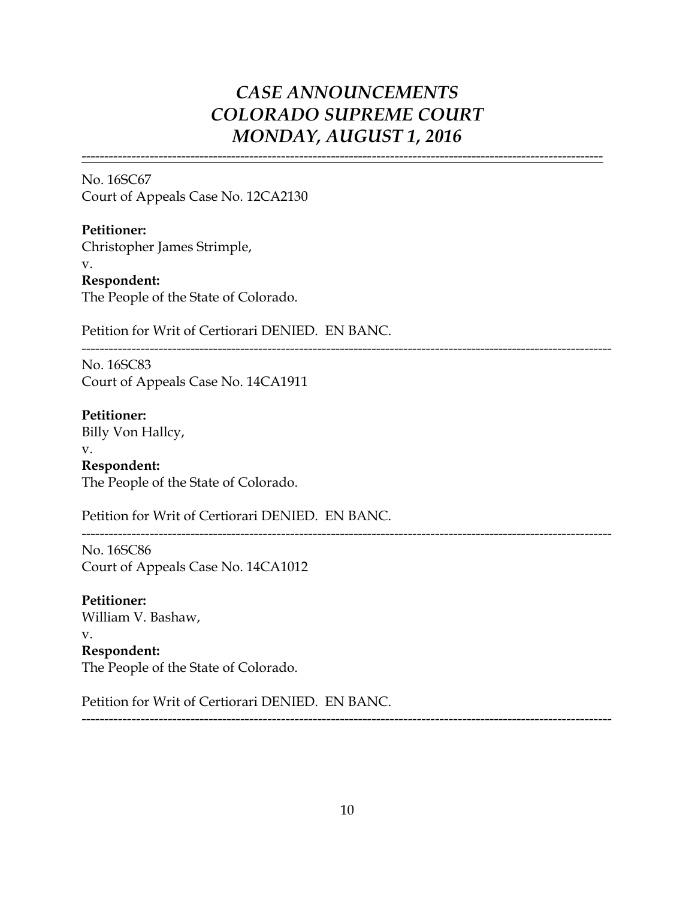# *CASE ANNOUNCEMENTS*
# *COLORADO SUPREME COURT*
# *MONDAY, AUGUST 1, 2016*

---

No. 16SC67
Court of Appeals Case No. 12CA2130

**Petitioner:**
Christopher James Strimple,
v.
**Respondent:**
The People of the State of Colorado.

Petition for Writ of Certiorari DENIED. EN BANC.

---

No. 16SC83
Court of Appeals Case No. 14CA1911

**Petitioner:**
Billy Von Hallcy,
v.
**Respondent:**
The People of the State of Colorado.

Petition for Writ of Certiorari DENIED. EN BANC.

---

No. 16SC86
Court of Appeals Case No. 14CA1012

**Petitioner:**
William V. Bashaw,
v.
**Respondent:**
The People of the State of Colorado.

Petition for Writ of Certiorari DENIED. EN BANC.

---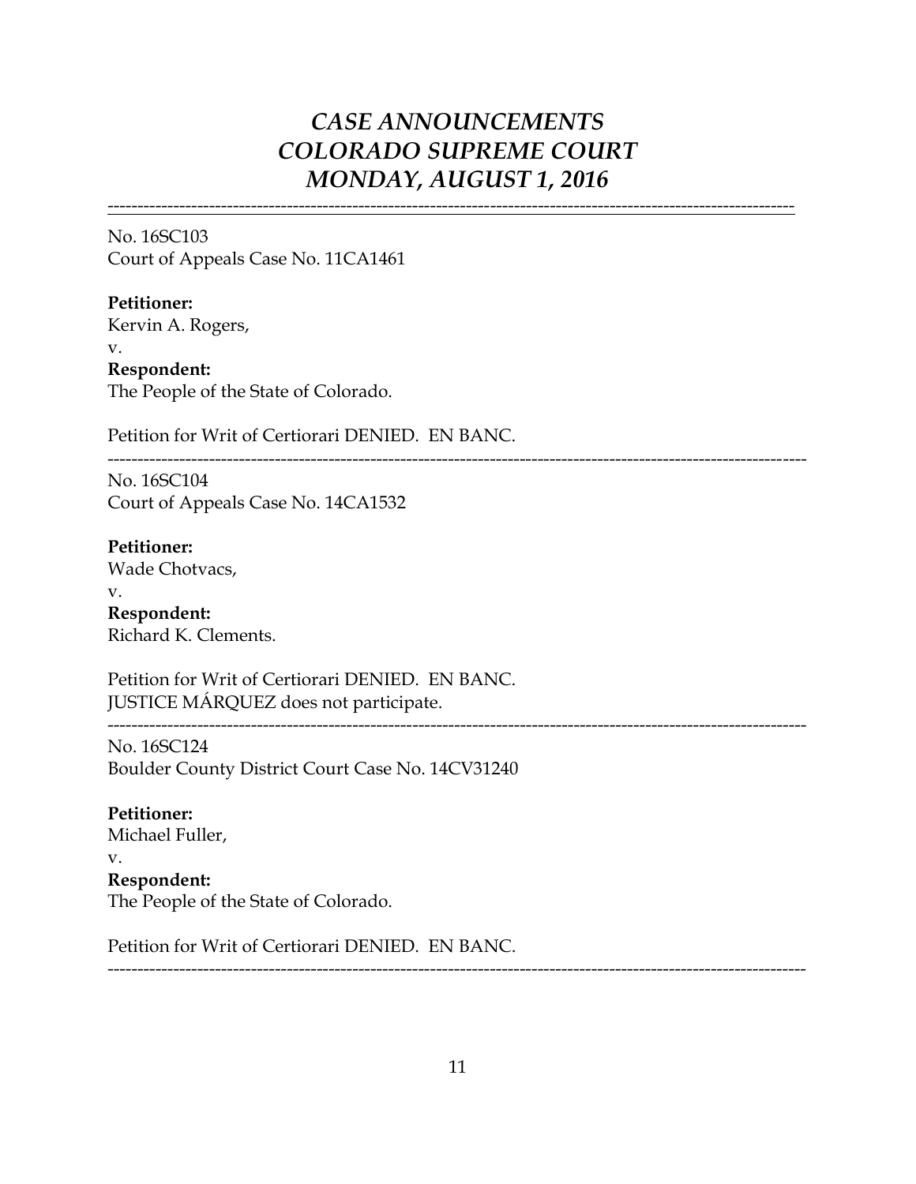# *CASE ANNOUNCEMENTS*
# *COLORADO SUPREME COURT*
# *MONDAY, AUGUST 1, 2016*

---

No. 16SC103
Court of Appeals Case No. 11CA1461

**Petitioner:**
Kervin A. Rogers,
v.
**Respondent:**
The People of the State of Colorado.

Petition for Writ of Certiorari DENIED. EN BANC.

---

No. 16SC104
Court of Appeals Case No. 14CA1532

**Petitioner:**
Wade Chotvacs,
v.
**Respondent:**
Richard K. Clements.

Petition for Writ of Certiorari DENIED. EN BANC.
JUSTICE MÁRQUEZ does not participate.

---

No. 16SC124
Boulder County District Court Case No. 14CV31240

**Petitioner:**
Michael Fuller,
v.
**Respondent:**
The People of the State of Colorado.

Petition for Writ of Certiorari DENIED. EN BANC.

---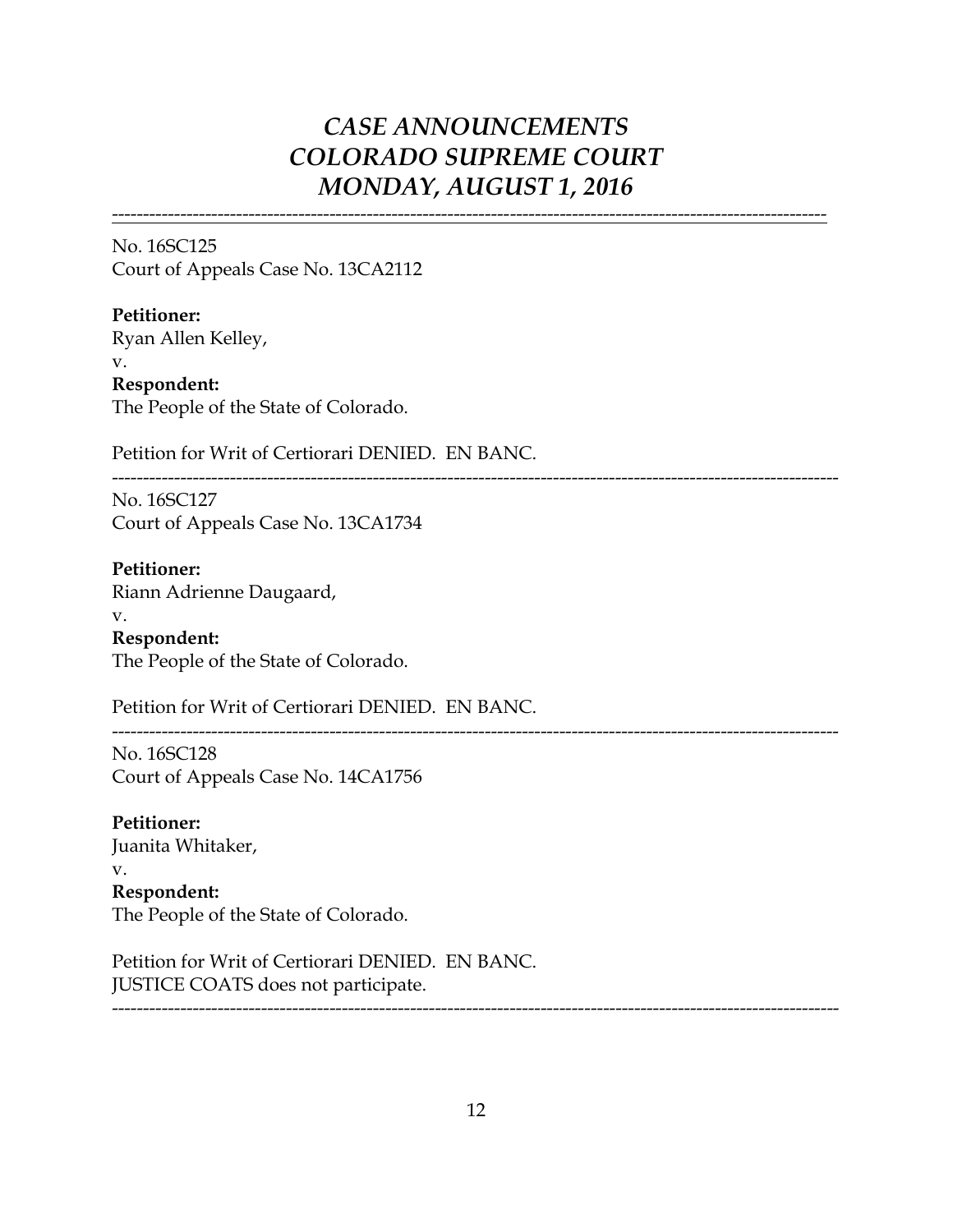# *CASE ANNOUNCEMENTS*
# *COLORADO SUPREME COURT*
# *MONDAY, AUGUST 1, 2016*

---

No. 16SC125
Court of Appeals Case No. 13CA2112

**Petitioner:**
Ryan Allen Kelley,
v.
**Respondent:**
The People of the State of Colorado.

Petition for Writ of Certiorari DENIED. EN BANC.

---

No. 16SC127
Court of Appeals Case No. 13CA1734

**Petitioner:**
Riann Adrienne Daugaard,
v.
**Respondent:**
The People of the State of Colorado.

Petition for Writ of Certiorari DENIED. EN BANC.

---

No. 16SC128
Court of Appeals Case No. 14CA1756

**Petitioner:**
Juanita Whitaker,
v.
**Respondent:**
The People of the State of Colorado.

Petition for Writ of Certiorari DENIED. EN BANC.
JUSTICE COATS does not participate.

---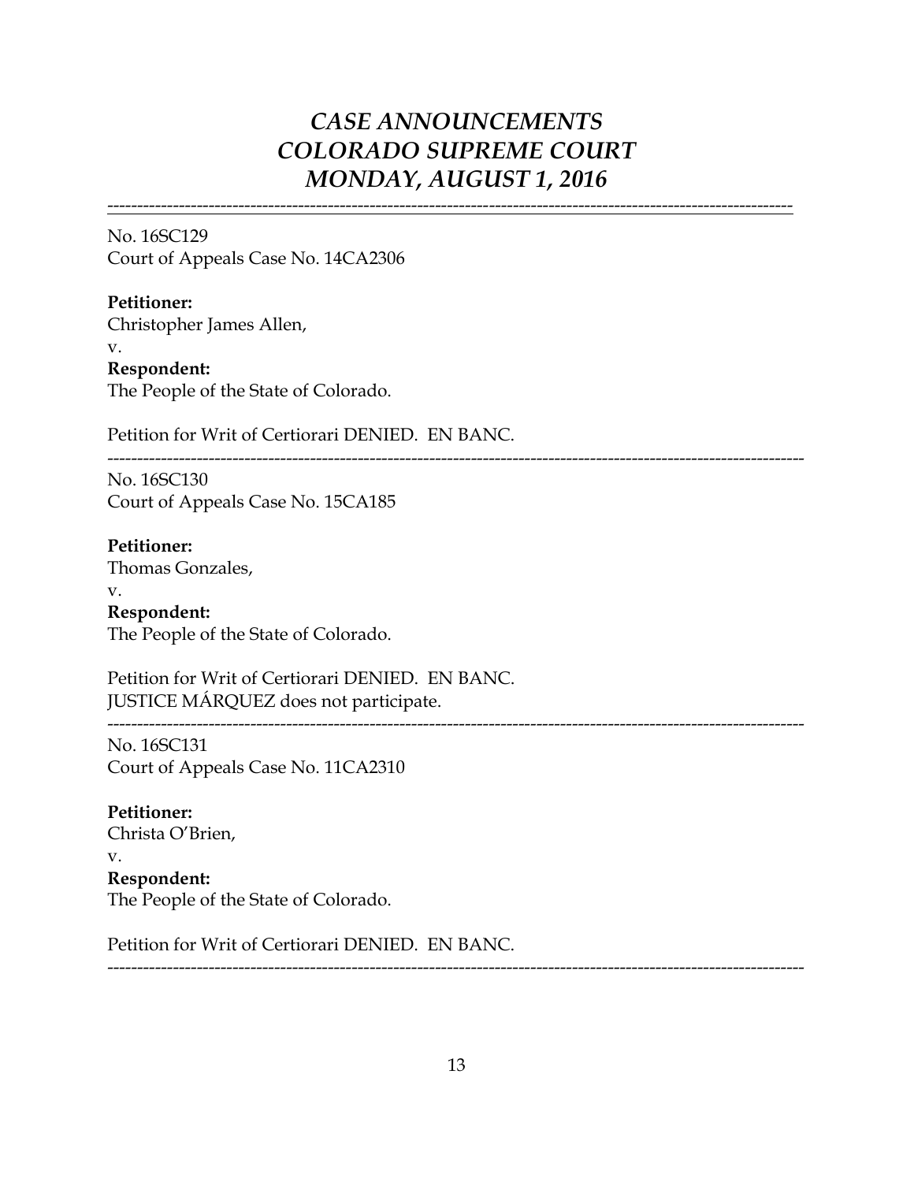# *CASE ANNOUNCEMENTS COLORADO SUPREME COURT MONDAY, AUGUST 1, 2016*

---

No. 16SC129
Court of Appeals Case No. 14CA2306

**Petitioner:**
Christopher James Allen,
v.
**Respondent:**
The People of the State of Colorado.

Petition for Writ of Certiorari DENIED. EN BANC.

---

No. 16SC130
Court of Appeals Case No. 15CA185

**Petitioner:**
Thomas Gonzales,
v.
**Respondent:**
The People of the State of Colorado.

Petition for Writ of Certiorari DENIED. EN BANC.
JUSTICE MÁRQUEZ does not participate.

---

No. 16SC131
Court of Appeals Case No. 11CA2310

**Petitioner:**
Christa O'Brien,
v.
**Respondent:**
The People of the State of Colorado.

Petition for Writ of Certiorari DENIED. EN BANC.

---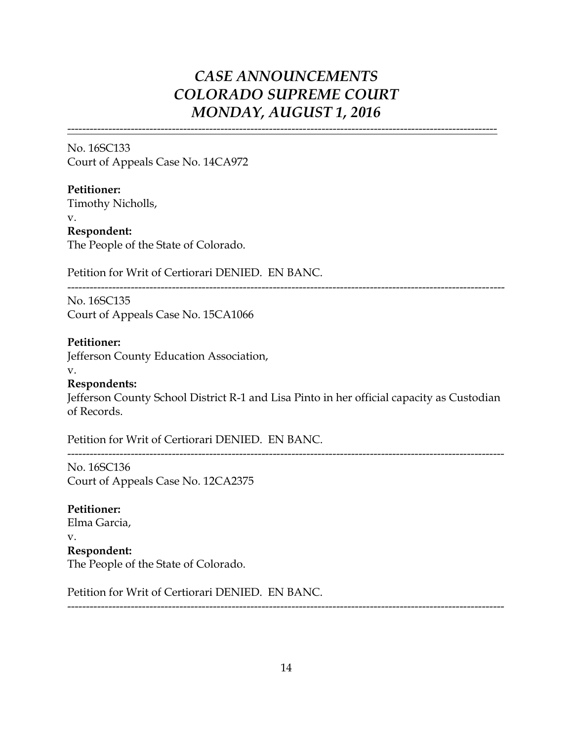# *CASE ANNOUNCEMENTS COLORADO SUPREME COURT MONDAY, AUGUST 1, 2016*

---

No. 16SC133
Court of Appeals Case No. 14CA972

**Petitioner:**
Timothy Nicholls,
v.
**Respondent:**
The People of the State of Colorado.

Petition for Writ of Certiorari DENIED. EN BANC.

---

No. 16SC135
Court of Appeals Case No. 15CA1066

**Petitioner:**
Jefferson County Education Association,
v.
**Respondents:**
Jefferson County School District R-1 and Lisa Pinto in her official capacity as Custodian of Records.

Petition for Writ of Certiorari DENIED. EN BANC.

---

No. 16SC136
Court of Appeals Case No. 12CA2375

**Petitioner:**
Elma Garcia,
v.
**Respondent:**
The People of the State of Colorado.

Petition for Writ of Certiorari DENIED. EN BANC.

---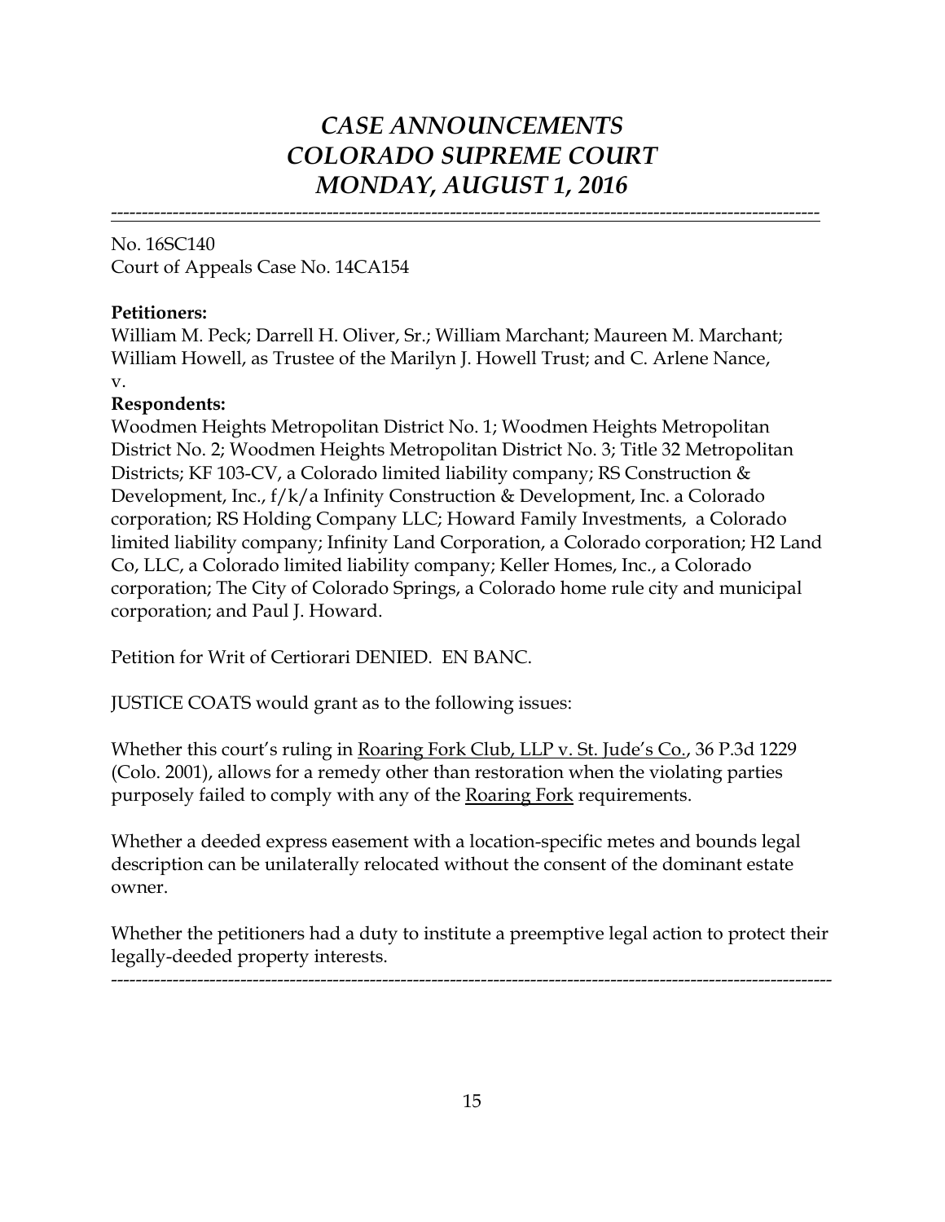# *CASE ANNOUNCEMENTS*
# *COLORADO SUPREME COURT*
# *MONDAY, AUGUST 1, 2016*

---

No. 16SC140
Court of Appeals Case No. 14CA154

**Petitioners:**
William M. Peck; Darrell H. Oliver, Sr.; William Marchant; Maureen M. Marchant; William Howell, as Trustee of the Marilyn J. Howell Trust; and C. Arlene Nance,
v.
**Respondents:**
Woodmen Heights Metropolitan District No. 1; Woodmen Heights Metropolitan District No. 2; Woodmen Heights Metropolitan District No. 3; Title 32 Metropolitan Districts; KF 103-CV, a Colorado limited liability company; RS Construction & Development, Inc., f/k/a Infinity Construction & Development, Inc. a Colorado corporation; RS Holding Company LLC; Howard Family Investments, a Colorado limited liability company; Infinity Land Corporation, a Colorado corporation; H2 Land Co, LLC, a Colorado limited liability company; Keller Homes, Inc., a Colorado corporation; The City of Colorado Springs, a Colorado home rule city and municipal corporation; and Paul J. Howard.

Petition for Writ of Certiorari DENIED. EN BANC.

JUSTICE COATS would grant as to the following issues:

Whether this court's ruling in Roaring Fork Club, LLP v. St. Jude's Co., 36 P.3d 1229 (Colo. 2001), allows for a remedy other than restoration when the violating parties purposely failed to comply with any of the Roaring Fork requirements.

Whether a deeded express easement with a location-specific metes and bounds legal description can be unilaterally relocated without the consent of the dominant estate owner.

Whether the petitioners had a duty to institute a preemptive legal action to protect their legally-deeded property interests.

---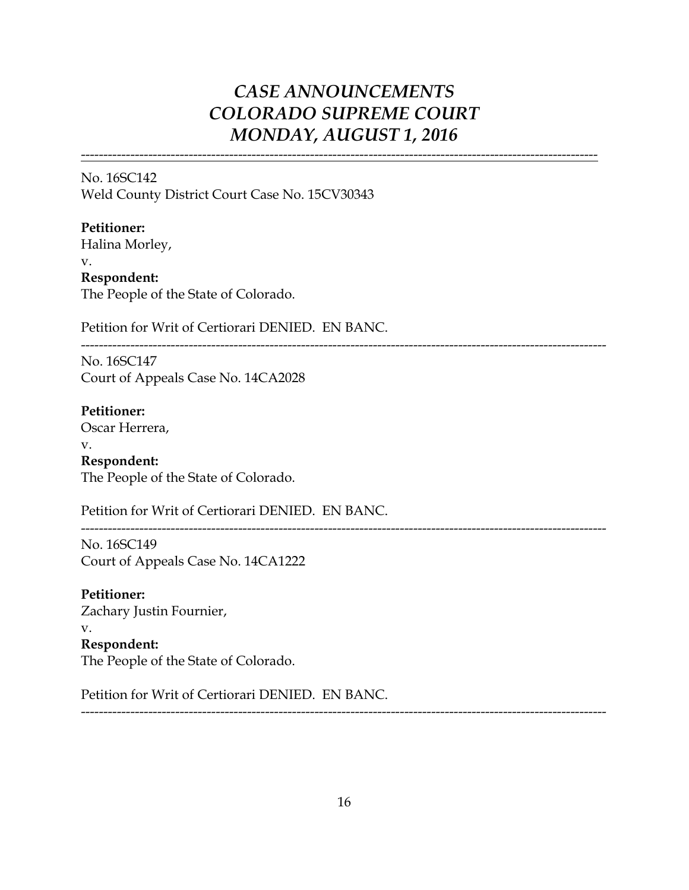# *CASE ANNOUNCEMENTS*
# *COLORADO SUPREME COURT*
# *MONDAY, AUGUST 1, 2016*

---

No. 16SC142
Weld County District Court Case No. 15CV30343

**Petitioner:**
Halina Morley,
v.
**Respondent:**
The People of the State of Colorado.

Petition for Writ of Certiorari DENIED. EN BANC.

---

No. 16SC147
Court of Appeals Case No. 14CA2028

**Petitioner:**
Oscar Herrera,
v.
**Respondent:**
The People of the State of Colorado.

Petition for Writ of Certiorari DENIED. EN BANC.

---

No. 16SC149
Court of Appeals Case No. 14CA1222

**Petitioner:**
Zachary Justin Fournier,
v.
**Respondent:**
The People of the State of Colorado.

Petition for Writ of Certiorari DENIED. EN BANC.

---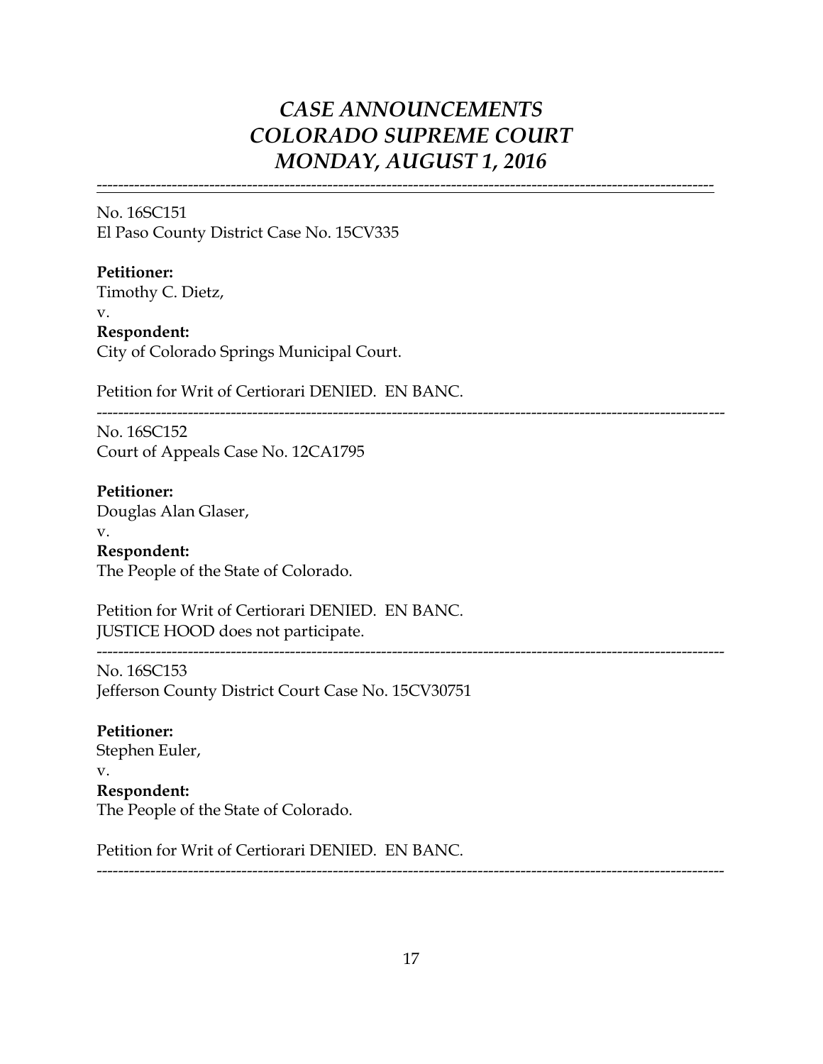# *CASE ANNOUNCEMENTS COLORADO SUPREME COURT MONDAY, AUGUST 1, 2016*

---

No. 16SC151
El Paso County District Case No. 15CV335

**Petitioner:**
Timothy C. Dietz,
v.
**Respondent:**
City of Colorado Springs Municipal Court.

Petition for Writ of Certiorari DENIED. EN BANC.

---

No. 16SC152
Court of Appeals Case No. 12CA1795

**Petitioner:**
Douglas Alan Glaser,
v.
**Respondent:**
The People of the State of Colorado.

Petition for Writ of Certiorari DENIED. EN BANC.
JUSTICE HOOD does not participate.

---

No. 16SC153
Jefferson County District Court Case No. 15CV30751

**Petitioner:**
Stephen Euler,
v.
**Respondent:**
The People of the State of Colorado.

Petition for Writ of Certiorari DENIED. EN BANC.

---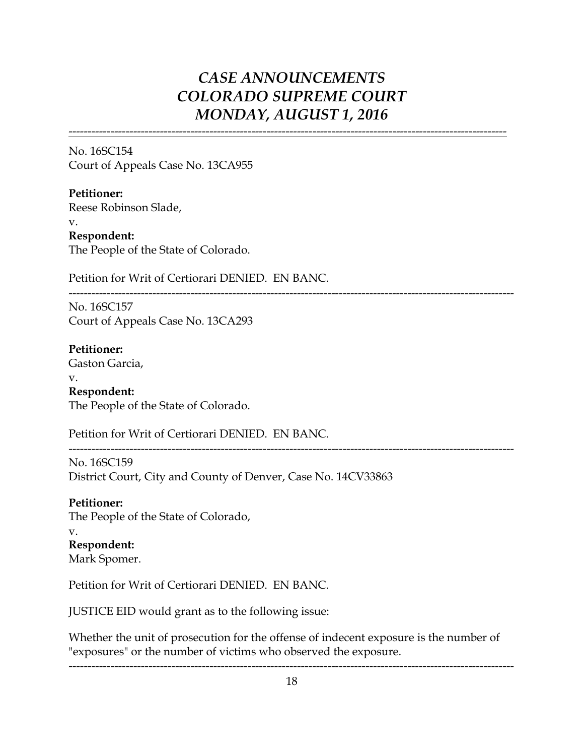# *CASE ANNOUNCEMENTS*
# *COLORADO SUPREME COURT*
# *MONDAY, AUGUST 1, 2016*

---

No. 16SC154
Court of Appeals Case No. 13CA955

**Petitioner:**
Reese Robinson Slade,
v.
**Respondent:**
The People of the State of Colorado.

Petition for Writ of Certiorari DENIED. EN BANC.

---

No. 16SC157
Court of Appeals Case No. 13CA293

**Petitioner:**
Gaston Garcia,
v.
**Respondent:**
The People of the State of Colorado.

Petition for Writ of Certiorari DENIED. EN BANC.

---

No. 16SC159
District Court, City and County of Denver, Case No. 14CV33863

**Petitioner:**
The People of the State of Colorado,
v.
**Respondent:**
Mark Spomer.

Petition for Writ of Certiorari DENIED. EN BANC.

JUSTICE EID would grant as to the following issue:

Whether the unit of prosecution for the offense of indecent exposure is the number of "exposures" or the number of victims who observed the exposure.

---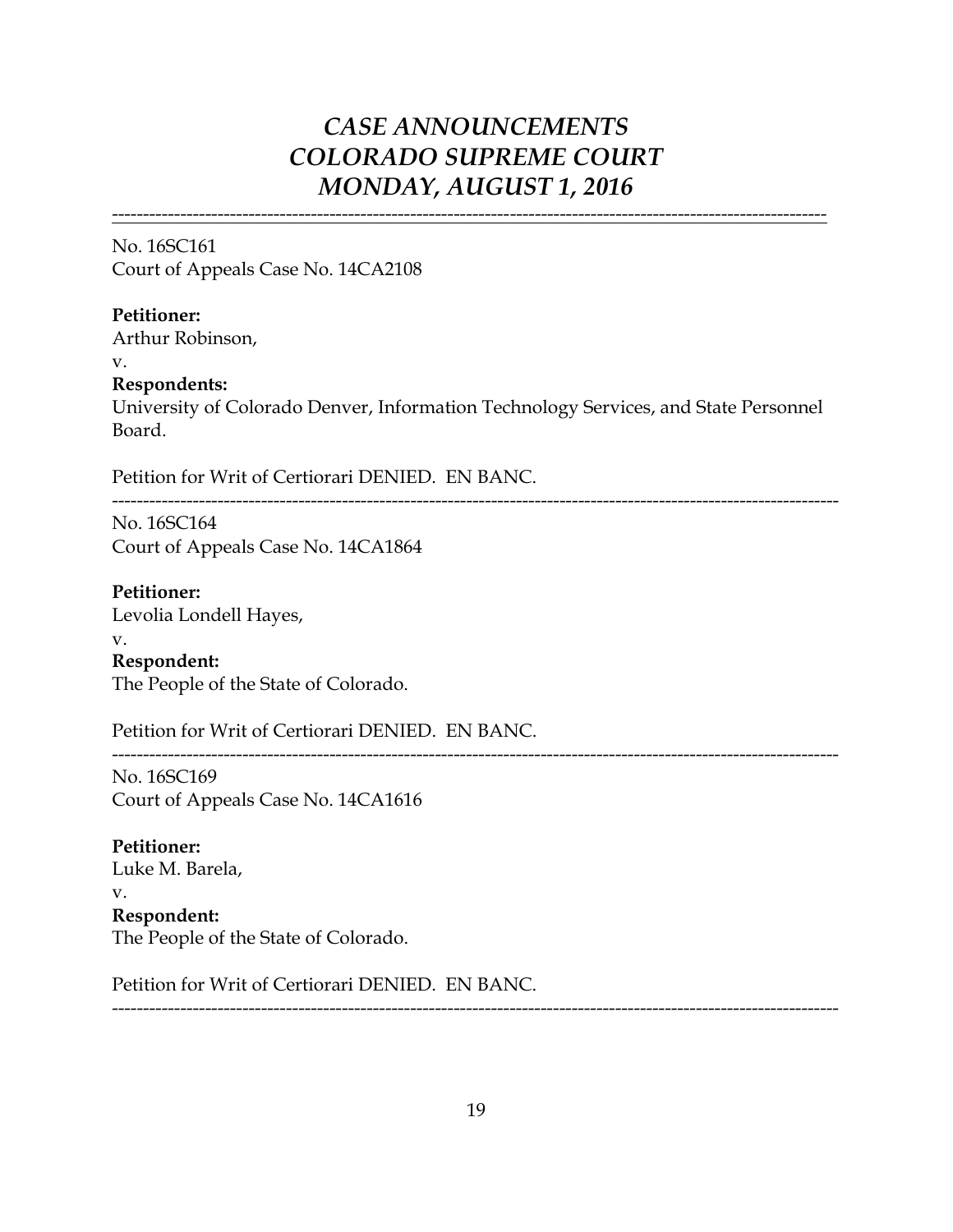# *CASE ANNOUNCEMENTS*
# *COLORADO SUPREME COURT*
# *MONDAY, AUGUST 1, 2016*

---

No. 16SC161
Court of Appeals Case No. 14CA2108

**Petitioner:**
Arthur Robinson,
v.
**Respondents:**
University of Colorado Denver, Information Technology Services, and State Personnel Board.

Petition for Writ of Certiorari DENIED. EN BANC.

---

No. 16SC164
Court of Appeals Case No. 14CA1864

**Petitioner:**
Levolia Londell Hayes,
v.
**Respondent:**
The People of the State of Colorado.

Petition for Writ of Certiorari DENIED. EN BANC.

---

No. 16SC169
Court of Appeals Case No. 14CA1616

**Petitioner:**
Luke M. Barela,
v.
**Respondent:**
The People of the State of Colorado.

Petition for Writ of Certiorari DENIED. EN BANC.

---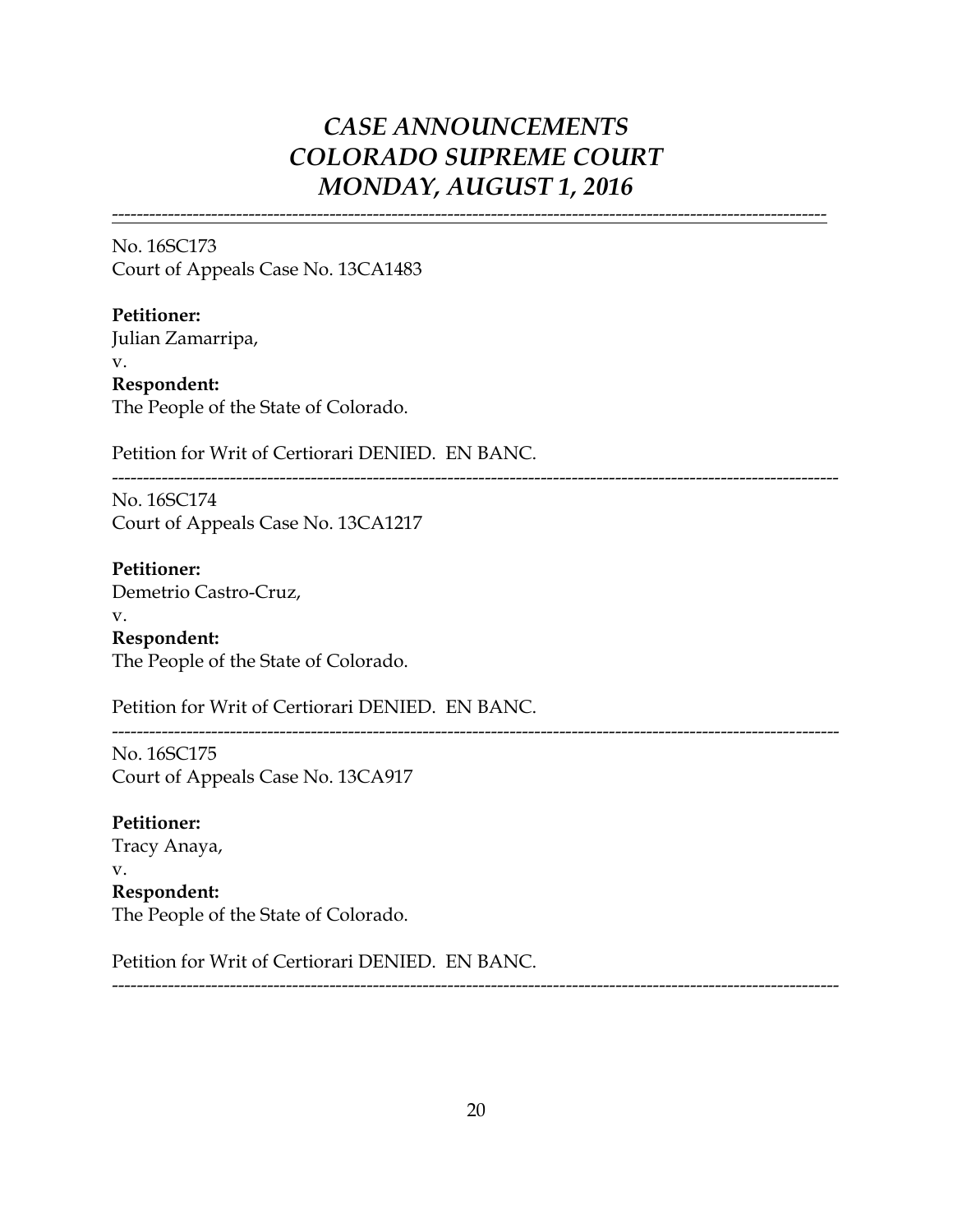# *CASE ANNOUNCEMENTS*
# *COLORADO SUPREME COURT*
# *MONDAY, AUGUST 1, 2016*

---

No. 16SC173
Court of Appeals Case No. 13CA1483

**Petitioner:**
Julian Zamarripa,
v.
**Respondent:**
The People of the State of Colorado.

Petition for Writ of Certiorari DENIED. EN BANC.

---

No. 16SC174
Court of Appeals Case No. 13CA1217

**Petitioner:**
Demetrio Castro-Cruz,
v.
**Respondent:**
The People of the State of Colorado.

Petition for Writ of Certiorari DENIED. EN BANC.

---

No. 16SC175
Court of Appeals Case No. 13CA917

**Petitioner:**
Tracy Anaya,
v.
**Respondent:**
The People of the State of Colorado.

Petition for Writ of Certiorari DENIED. EN BANC.

---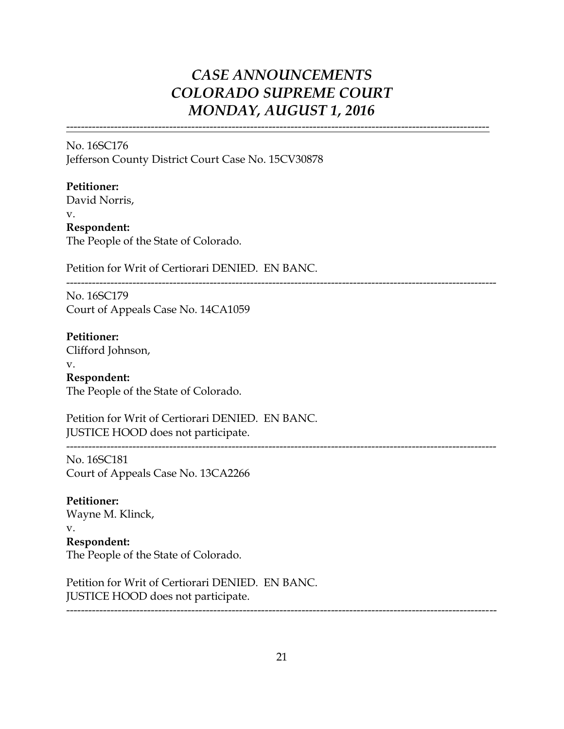# *CASE ANNOUNCEMENTS*
# *COLORADO SUPREME COURT*
# *MONDAY, AUGUST 1, 2016*

---

No. 16SC176
Jefferson County District Court Case No. 15CV30878

**Petitioner:**
David Norris,
v.
**Respondent:**
The People of the State of Colorado.

Petition for Writ of Certiorari DENIED. EN BANC.

---

No. 16SC179
Court of Appeals Case No. 14CA1059

**Petitioner:**
Clifford Johnson,
v.
**Respondent:**
The People of the State of Colorado.

Petition for Writ of Certiorari DENIED. EN BANC.
JUSTICE HOOD does not participate.

---

No. 16SC181
Court of Appeals Case No. 13CA2266

**Petitioner:**
Wayne M. Klinck,
v.
**Respondent:**
The People of the State of Colorado.

Petition for Writ of Certiorari DENIED. EN BANC.
JUSTICE HOOD does not participate.

---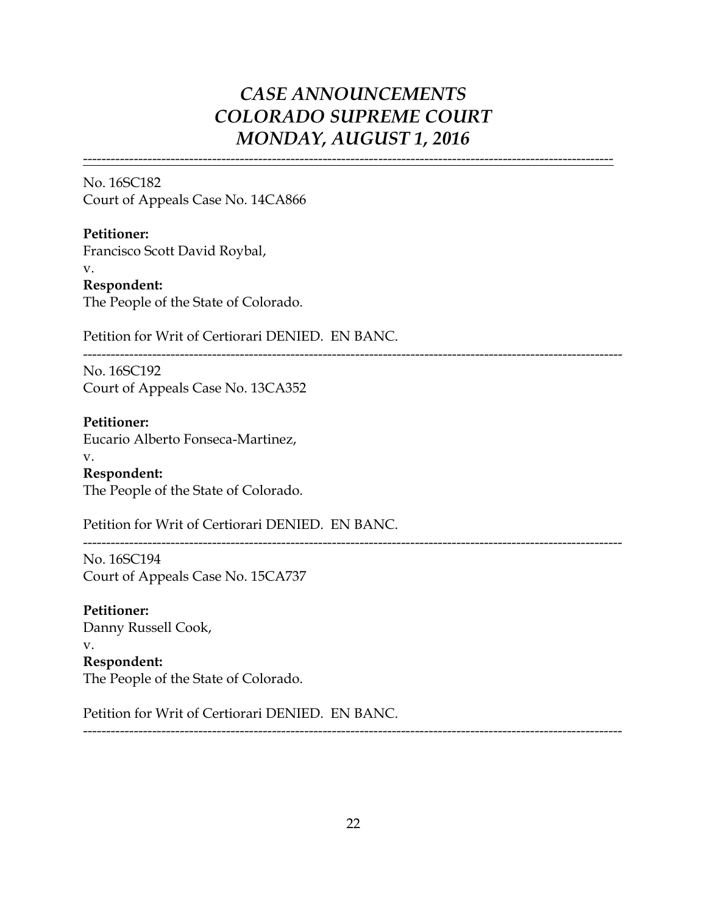# *CASE ANNOUNCEMENTS*
# *COLORADO SUPREME COURT*
# *MONDAY, AUGUST 1, 2016*

---

No. 16SC182
Court of Appeals Case No. 14CA866

**Petitioner:**
Francisco Scott David Roybal,
v.
**Respondent:**
The People of the State of Colorado.

Petition for Writ of Certiorari DENIED. EN BANC.

---

No. 16SC192
Court of Appeals Case No. 13CA352

**Petitioner:**
Eucario Alberto Fonseca-Martinez,
v.
**Respondent:**
The People of the State of Colorado.

Petition for Writ of Certiorari DENIED. EN BANC.

---

No. 16SC194
Court of Appeals Case No. 15CA737

**Petitioner:**
Danny Russell Cook,
v.
**Respondent:**
The People of the State of Colorado.

Petition for Writ of Certiorari DENIED. EN BANC.

---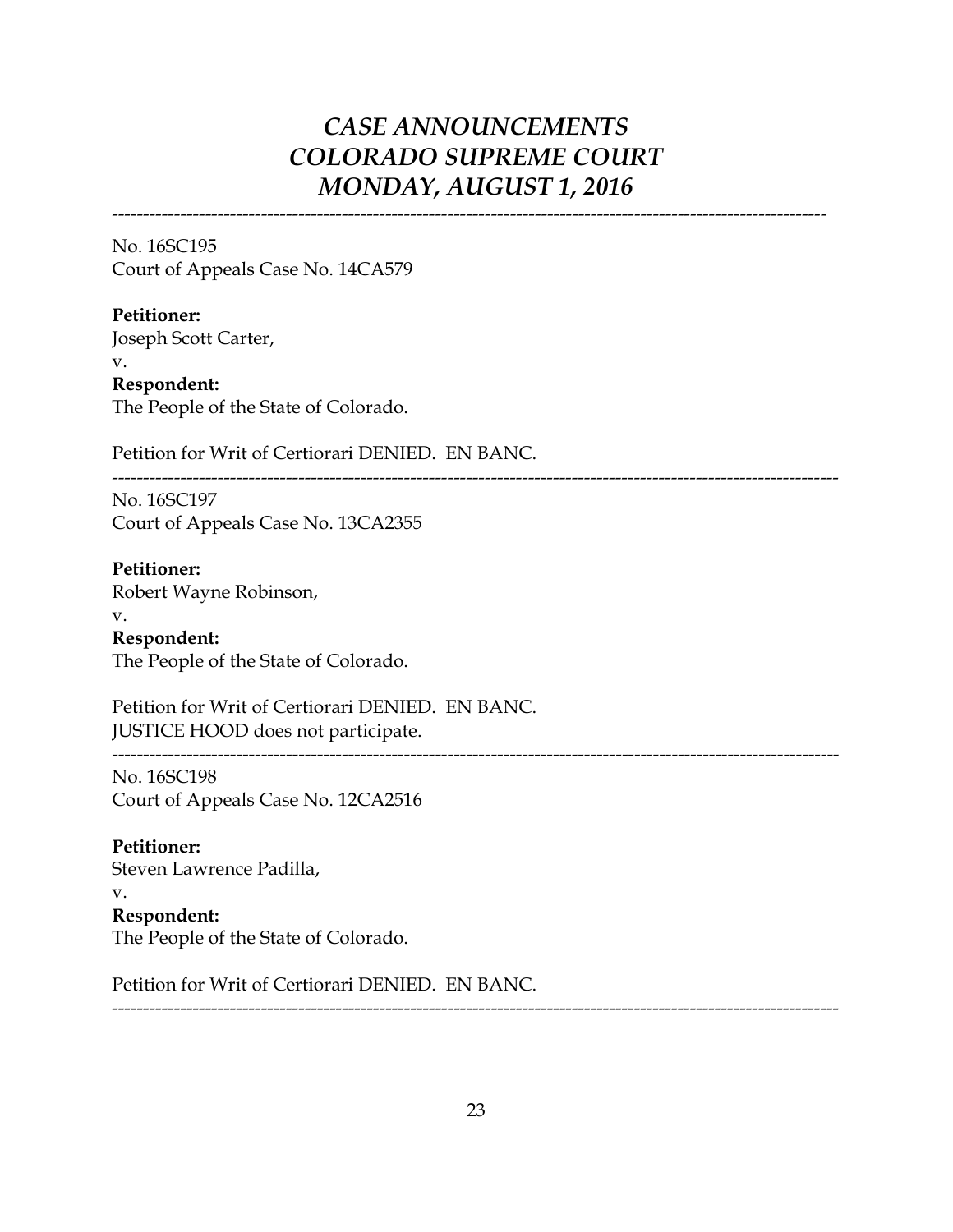# *CASE ANNOUNCEMENTS COLORADO SUPREME COURT MONDAY, AUGUST 1, 2016*

---

No. 16SC195
Court of Appeals Case No. 14CA579

**Petitioner:**
Joseph Scott Carter,
v.
**Respondent:**
The People of the State of Colorado.

Petition for Writ of Certiorari DENIED. EN BANC.

---

No. 16SC197
Court of Appeals Case No. 13CA2355

**Petitioner:**
Robert Wayne Robinson,
v.
**Respondent:**
The People of the State of Colorado.

Petition for Writ of Certiorari DENIED. EN BANC.
JUSTICE HOOD does not participate.

---

No. 16SC198
Court of Appeals Case No. 12CA2516

**Petitioner:**
Steven Lawrence Padilla,
v.
**Respondent:**
The People of the State of Colorado.

Petition for Writ of Certiorari DENIED. EN BANC.

---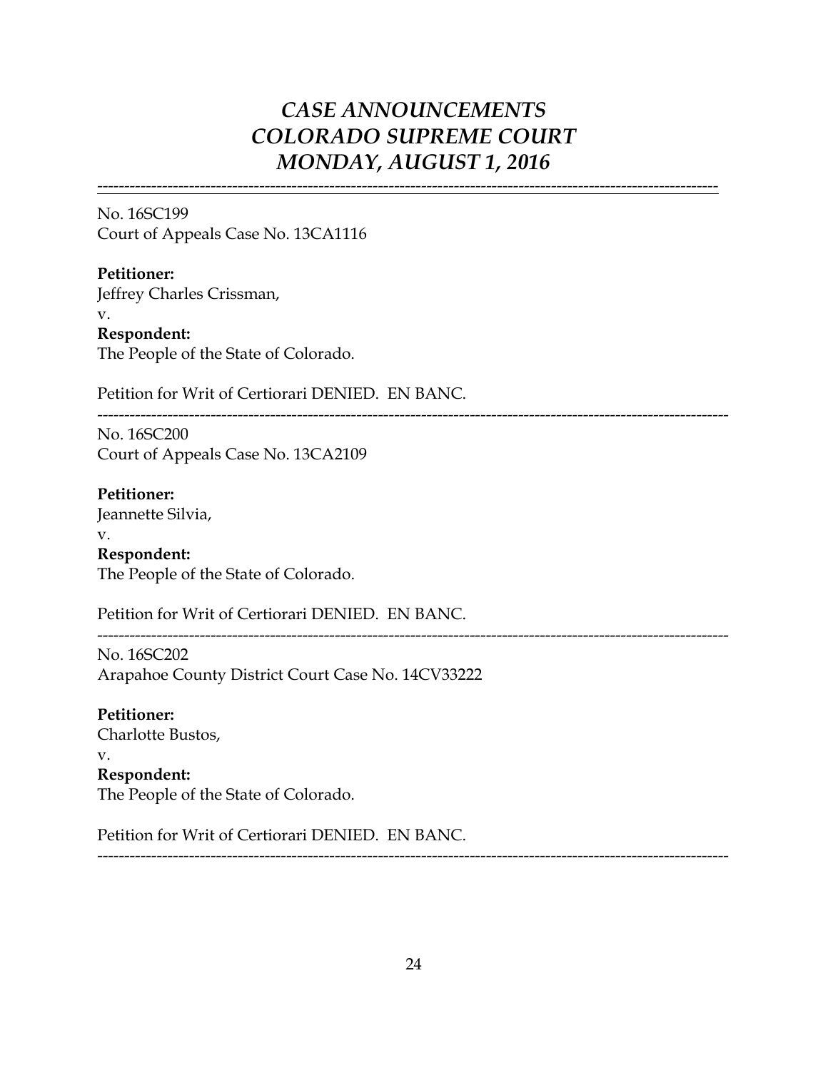# *CASE ANNOUNCEMENTS*
# *COLORADO SUPREME COURT*
# *MONDAY, AUGUST 1, 2016*

---

No. 16SC199
Court of Appeals Case No. 13CA1116

**Petitioner:**
Jeffrey Charles Crissman,
v.
**Respondent:**
The People of the State of Colorado.

Petition for Writ of Certiorari DENIED. EN BANC.

---

No. 16SC200
Court of Appeals Case No. 13CA2109

**Petitioner:**
Jeannette Silvia,
v.
**Respondent:**
The People of the State of Colorado.

Petition for Writ of Certiorari DENIED. EN BANC.

---

No. 16SC202
Arapahoe County District Court Case No. 14CV33222

**Petitioner:**
Charlotte Bustos,
v.
**Respondent:**
The People of the State of Colorado.

Petition for Writ of Certiorari DENIED. EN BANC.

---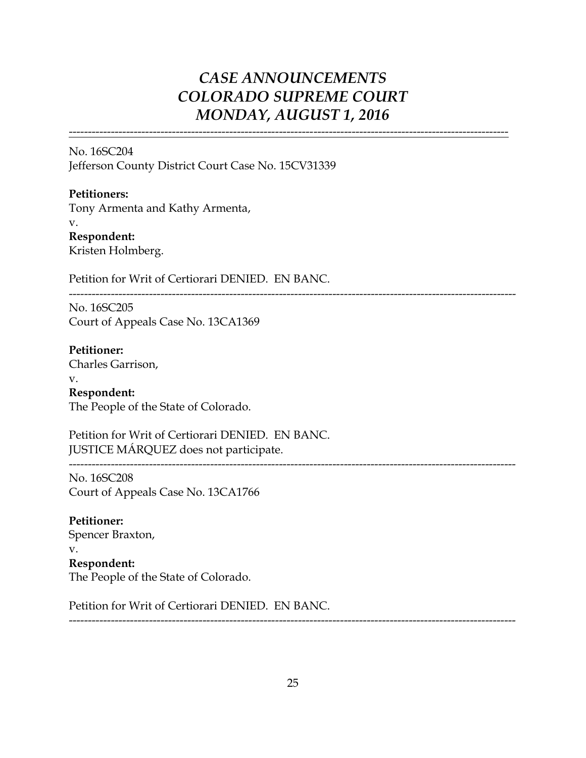# *CASE ANNOUNCEMENTS*
# *COLORADO SUPREME COURT*
# *MONDAY, AUGUST 1, 2016*

---

No. 16SC204
Jefferson County District Court Case No. 15CV31339

**Petitioners:**
Tony Armenta and Kathy Armenta,
v.
**Respondent:**
Kristen Holmberg.

Petition for Writ of Certiorari DENIED. EN BANC.

---

No. 16SC205
Court of Appeals Case No. 13CA1369

**Petitioner:**
Charles Garrison,
v.
**Respondent:**
The People of the State of Colorado.

Petition for Writ of Certiorari DENIED. EN BANC.
JUSTICE MÁRQUEZ does not participate.

---

No. 16SC208
Court of Appeals Case No. 13CA1766

**Petitioner:**
Spencer Braxton,
v.
**Respondent:**
The People of the State of Colorado.

Petition for Writ of Certiorari DENIED. EN BANC.

---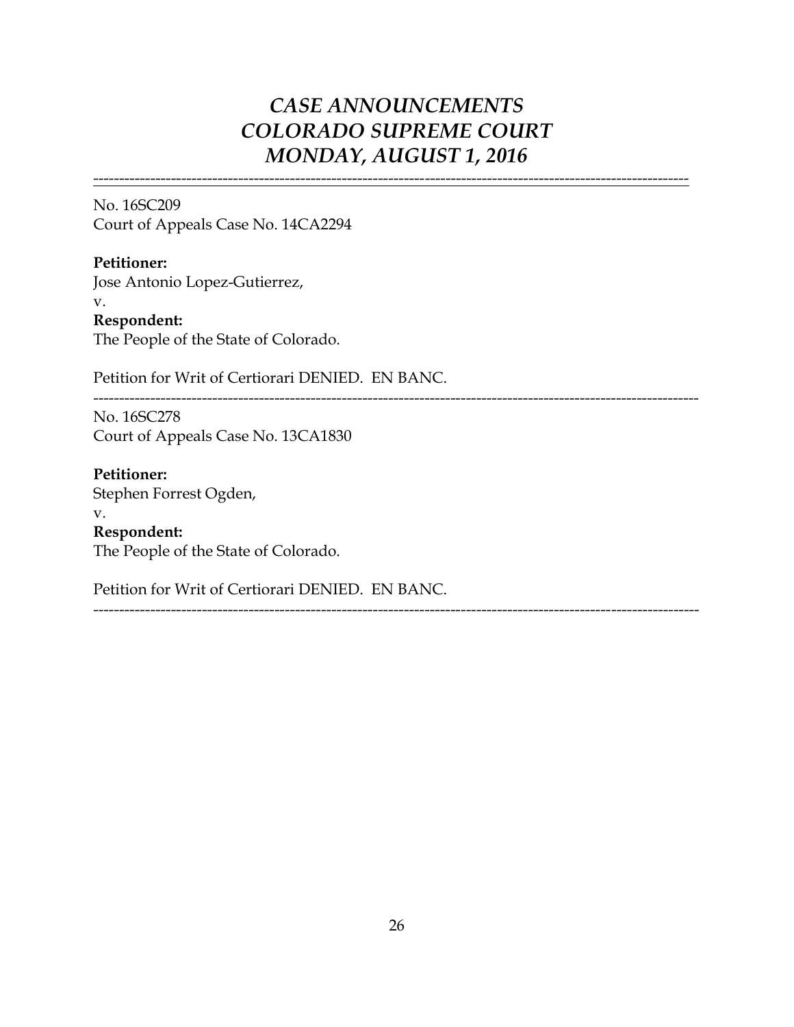# *CASE ANNOUNCEMENTS*
# *COLORADO SUPREME COURT*
# *MONDAY, AUGUST 1, 2016*

---

No. 16SC209
Court of Appeals Case No. 14CA2294

**Petitioner:**
Jose Antonio Lopez-Gutierrez,
v.
**Respondent:**
The People of the State of Colorado.

Petition for Writ of Certiorari DENIED. EN BANC.

---

No. 16SC278
Court of Appeals Case No. 13CA1830

**Petitioner:**
Stephen Forrest Ogden,
v.
**Respondent:**
The People of the State of Colorado.

Petition for Writ of Certiorari DENIED. EN BANC.

---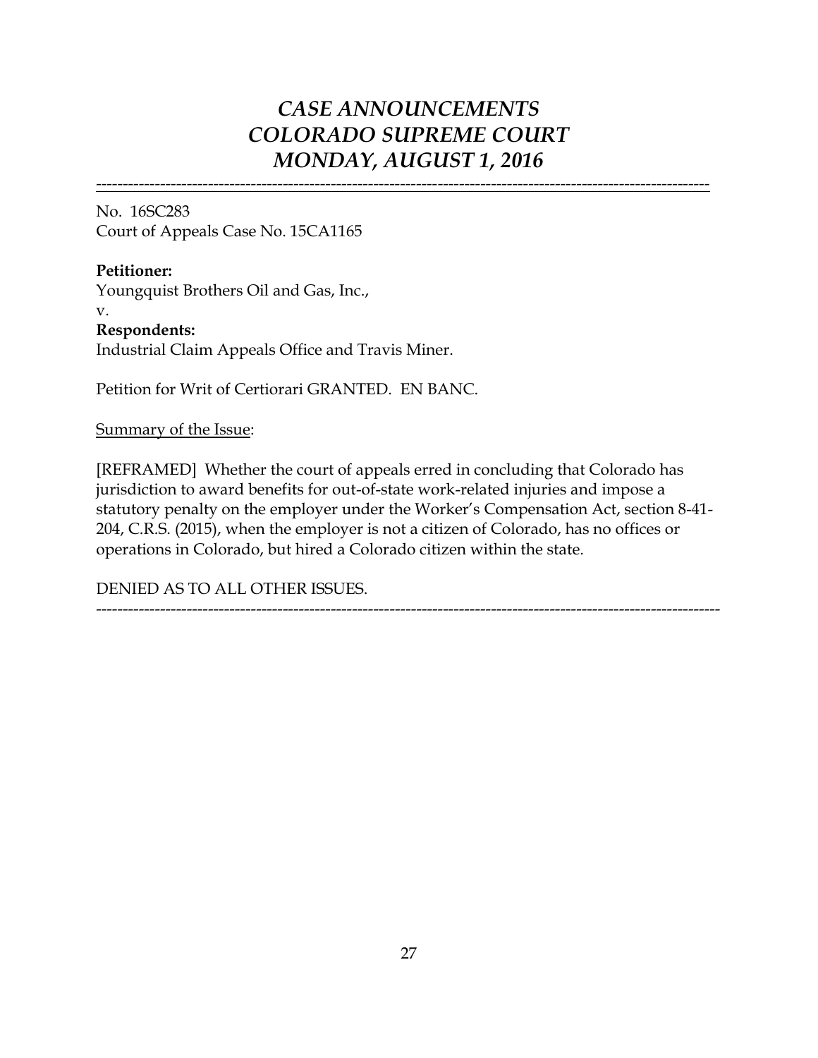# *CASE ANNOUNCEMENTS*
# *COLORADO SUPREME COURT*
# *MONDAY, AUGUST 1, 2016*

---

No. 16SC283
Court of Appeals Case No. 15CA1165

**Petitioner:**
Youngquist Brothers Oil and Gas, Inc.,
v.
**Respondents:**
Industrial Claim Appeals Office and Travis Miner.

Petition for Writ of Certiorari GRANTED. EN BANC.

<u>Summary of the Issue</u>:

[REFRAMED] Whether the court of appeals erred in concluding that Colorado has jurisdiction to award benefits for out-of-state work-related injuries and impose a statutory penalty on the employer under the Worker's Compensation Act, section 8-41-204, C.R.S. (2015), when the employer is not a citizen of Colorado, has no offices or operations in Colorado, but hired a Colorado citizen within the state.

DENIED AS TO ALL OTHER ISSUES.

---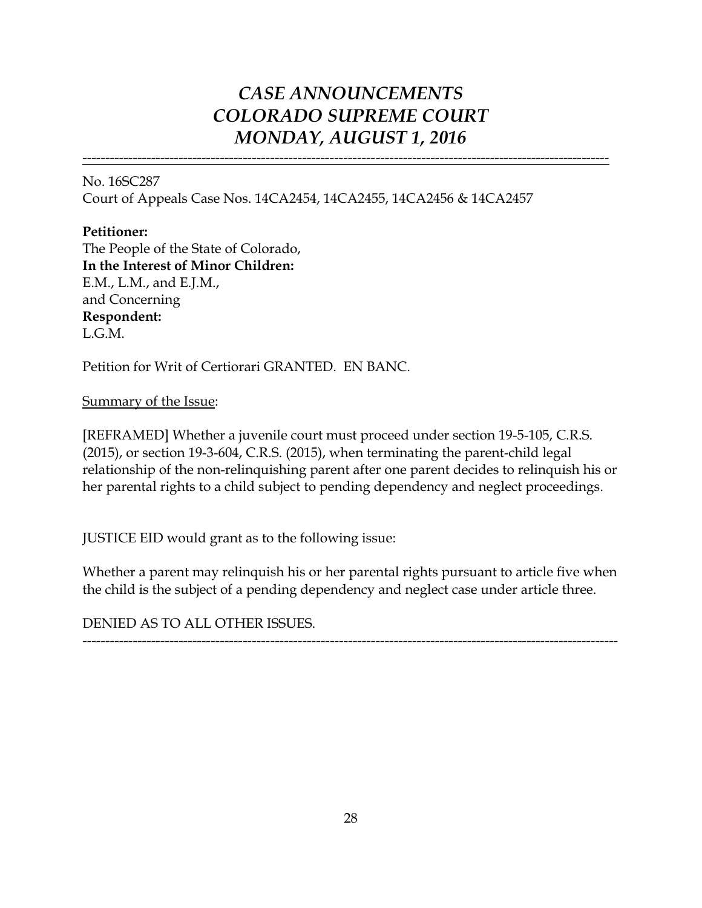# *CASE ANNOUNCEMENTS*
# *COLORADO SUPREME COURT*
# *MONDAY, AUGUST 1, 2016*

---

No. 16SC287
Court of Appeals Case Nos. 14CA2454, 14CA2455, 14CA2456 & 14CA2457

**Petitioner:**
The People of the State of Colorado,
**In the Interest of Minor Children:**
E.M., L.M., and E.J.M.,
and Concerning
**Respondent:**
L.G.M.

Petition for Writ of Certiorari GRANTED. EN BANC.

<u>Summary of the Issue</u>:

[REFRAMED] Whether a juvenile court must proceed under section 19-5-105, C.R.S. (2015), or section 19-3-604, C.R.S. (2015), when terminating the parent-child legal relationship of the non-relinquishing parent after one parent decides to relinquish his or her parental rights to a child subject to pending dependency and neglect proceedings.

JUSTICE EID would grant as to the following issue:

Whether a parent may relinquish his or her parental rights pursuant to article five when the child is the subject of a pending dependency and neglect case under article three.

DENIED AS TO ALL OTHER ISSUES.

---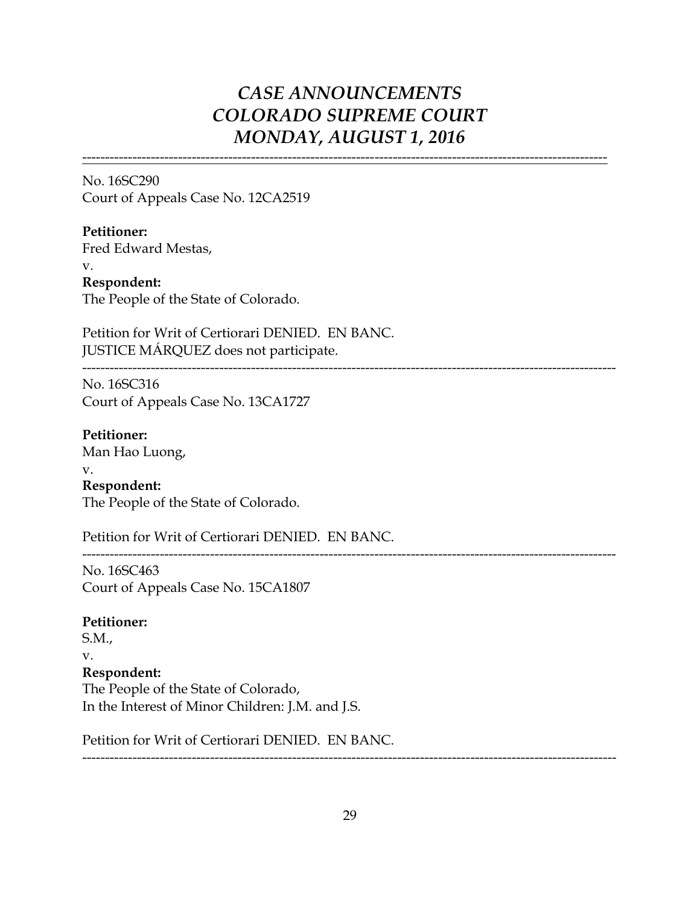# *CASE ANNOUNCEMENTS*
# *COLORADO SUPREME COURT*
# *MONDAY, AUGUST 1, 2016*

---

No. 16SC290
Court of Appeals Case No. 12CA2519

**Petitioner:**
Fred Edward Mestas,
v.
**Respondent:**
The People of the State of Colorado.

Petition for Writ of Certiorari DENIED. EN BANC.
JUSTICE MÁRQUEZ does not participate.

---

No. 16SC316
Court of Appeals Case No. 13CA1727

**Petitioner:**
Man Hao Luong,
v.
**Respondent:**
The People of the State of Colorado.

Petition for Writ of Certiorari DENIED. EN BANC.

---

No. 16SC463
Court of Appeals Case No. 15CA1807

**Petitioner:**
S.M.,
v.
**Respondent:**
The People of the State of Colorado,
In the Interest of Minor Children: J.M. and J.S.

Petition for Writ of Certiorari DENIED. EN BANC.

---